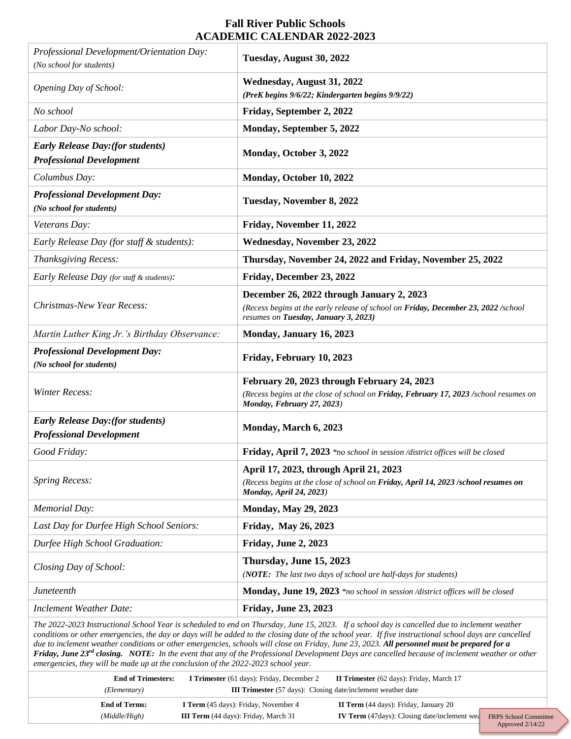# Fall River Public Schools
## ACADEMIC CALENDAR 2022-2023

| | |
|---|---|
| *Professional Development/Orientation Day:* *(No school for students)* | **Tuesday, August 30, 2022** |
| *Opening Day of School:* | **Wednesday, August 31, 2022** ***(PreK begins 9/6/22; Kindergarten begins 9/9/22)*** |
| *No school* | **Friday, September 2, 2022** |
| *Labor Day-No school:* | **Monday, September 5, 2022** |
| ***Early Release Day:(for students)*** ***Professional Development*** | **Monday, October 3, 2022** |
| *Columbus Day:* | **Monday, October 10, 2022** |
| ***Professional Development Day:*** ***(No school for students)*** | **Tuesday, November 8, 2022** |
| *Veterans Day:* | **Friday, November 11, 2022** |
| *Early Release Day (for staff & students):* | **Wednesday, November 23, 2022** |
| *Thanksgiving Recess:* | **Thursday, November 24, 2022 and Friday, November 25, 2022** |
| *Early Release Day (for staff & students):* | **Friday, December 23, 2022** |
| *Christmas-New Year Recess:* | **December 26, 2022 through January 2, 2023** *(Recess begins at the early release of school on **Friday, December 23, 2022** /school resumes on **Tuesday, January 3, 2023**)* |
| *Martin Luther King Jr.'s Birthday Observance:* | **Monday, January 16, 2023** |
| ***Professional Development Day:*** ***(No school for students)*** | **Friday, February 10, 2023** |
| *Winter Recess:* | **February 20, 2023 through February 24, 2023** *(Recess begins at the close of school on **Friday, February 17, 2023** /school resumes on **Monday, February 27, 2023**)* |
| ***Early Release Day:(for students)*** ***Professional Development*** | **Monday, March 6, 2023** |
| *Good Friday:* | **Friday, April 7, 2023** *\*no school in session /district offices will be closed* |
| *Spring Recess:* | **April 17, 2023, through April 21, 2023** *(Recess begins at the close of school on **Friday, April 14, 2023 /school resumes on Monday, April 24, 2023**)* |
| *Memorial Day:* | **Monday, May 29, 2023** |
| *Last Day for Durfee High School Seniors:* | **Friday, May 26, 2023** |
| *Durfee High School Graduation:* | **Friday, June 2, 2023** |
| *Closing Day of School:* | **Thursday, June 15, 2023** *(**NOTE:** The last two days of school are half-days for students)* |
| *Juneteenth* | **Monday, June 19, 2023** *\*no school in session /district offices will be closed* |
| *Inclement Weather Date:* | **Friday, June 23, 2023** |

*The 2022-2023 Instructional School Year is scheduled to end on Thursday, June 15, 2023. If a school day is cancelled due to inclement weather conditions or other emergencies, the day or days will be added to the closing date of the school year. If five instructional school days are cancelled due to inclement weather conditions or other emergencies, schools will close on Friday, June 23, 2023.* ***All personnel must be prepared for a Friday, June 23rd closing. NOTE:*** *In the event that any of the Professional Development Days are cancelled because of inclement weather or other emergencies, they will be made up at the conclusion of the 2022-2023 school year.*

| | | |
|---|---|---|
| **End of Trimesters:** *(Elementary)* | **I Trimester** (61 days): Friday, December 2 | **II Trimester** (62 days): Friday, March 17 |
| | **III Trimester** (57 days): Closing date/inclement weather date | |
| **End of Terms:** *(Middle/High)* | **I Term** (45 days): Friday, November 4 | **II Term** (44 days): Friday, January 20 |
| | **III Term** (44 days): Friday, March 31 | **IV Term** (47days): Closing date/inclement wea |

FRPS School Committee Approved 2/14/22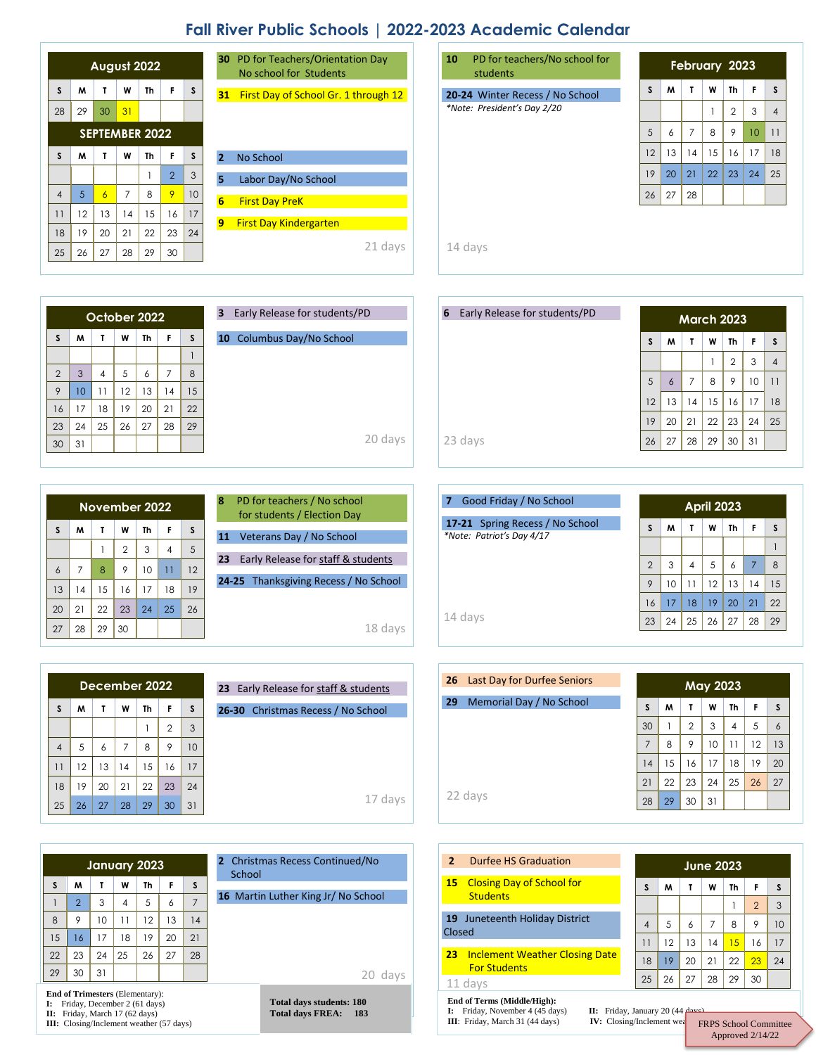# Fall River Public Schools | 2022-2023 Academic Calendar

## August 2022

| S | M | T | W | Th | F | S |
|---|---|---|---|---|---|---|
| 28 | 29 | 30 | 31 | | | |

- **30** PD for Teachers/Orientation Day No school for Students
- **31** First Day of School Gr. 1 through 12

## SEPTEMBER 2022

| S | M | T | W | Th | F | S |
|---|---|---|---|---|---|---|
| | | | | 1 | 2 | 3 |
| 4 | 5 | 6 | 7 | 8 | 9 | 10 |
| 11 | 12 | 13 | 14 | 15 | 16 | 17 |
| 18 | 19 | 20 | 21 | 22 | 23 | 24 |
| 25 | 26 | 27 | 28 | 29 | 30 | |

- **2** No School
- **5** Labor Day/No School
- **6** First Day PreK
- **9** First Day Kindergarten

21 days

## February 2023

| S | M | T | W | Th | F | S |
|---|---|---|---|---|---|---|
| | | | 1 | 2 | 3 | 4 |
| 5 | 6 | 7 | 8 | 9 | 10 | 11 |
| 12 | 13 | 14 | 15 | 16 | 17 | 18 |
| 19 | 20 | 21 | 22 | 23 | 24 | 25 |
| 26 | 27 | 28 | | | | |

- **10** PD for teachers/No school for students
- **20-24** Winter Recess / No School

*\*Note: President's Day 2/20*

14 days

## October 2022

| S | M | T | W | Th | F | S |
|---|---|---|---|---|---|---|
| | | | | | | 1 |
| 2 | 3 | 4 | 5 | 6 | 7 | 8 |
| 9 | 10 | 11 | 12 | 13 | 14 | 15 |
| 16 | 17 | 18 | 19 | 20 | 21 | 22 |
| 23 | 24 | 25 | 26 | 27 | 28 | 29 |
| 30 | 31 | | | | | |

- **3** Early Release for students/PD
- **10** Columbus Day/No School

20 days

## March 2023

| S | M | T | W | Th | F | S |
|---|---|---|---|---|---|---|
| | | | 1 | 2 | 3 | 4 |
| 5 | 6 | 7 | 8 | 9 | 10 | 11 |
| 12 | 13 | 14 | 15 | 16 | 17 | 18 |
| 19 | 20 | 21 | 22 | 23 | 24 | 25 |
| 26 | 27 | 28 | 29 | 30 | 31 | |

- **6** Early Release for students/PD

23 days

## November 2022

| S | M | T | W | Th | F | S |
|---|---|---|---|---|---|---|
| | | 1 | 2 | 3 | 4 | 5 |
| 6 | 7 | 8 | 9 | 10 | 11 | 12 |
| 13 | 14 | 15 | 16 | 17 | 18 | 19 |
| 20 | 21 | 22 | 23 | 24 | 25 | 26 |
| 27 | 28 | 29 | 30 | | | |

- **8** PD for teachers / No school for students / Election Day
- **11** Veterans Day / No School
- **23** Early Release for staff & students
- **24-25** Thanksgiving Recess / No School

18 days

## April 2023

| S | M | T | W | Th | F | S |
|---|---|---|---|---|---|---|
| | | | | | | 1 |
| 2 | 3 | 4 | 5 | 6 | 7 | 8 |
| 9 | 10 | 11 | 12 | 13 | 14 | 15 |
| 16 | 17 | 18 | 19 | 20 | 21 | 22 |
| 23 | 24 | 25 | 26 | 27 | 28 | 29 |

- **7** Good Friday / No School
- **17-21** Spring Recess / No School

*\*Note: Patriot's Day 4/17*

14 days

## December 2022

| S | M | T | W | Th | F | S |
|---|---|---|---|---|---|---|
| | | | | 1 | 2 | 3 |
| 4 | 5 | 6 | 7 | 8 | 9 | 10 |
| 11 | 12 | 13 | 14 | 15 | 16 | 17 |
| 18 | 19 | 20 | 21 | 22 | 23 | 24 |
| 25 | 26 | 27 | 28 | 29 | 30 | 31 |

- **23** Early Release for staff & students
- **26-30** Christmas Recess / No School

17 days

## May 2023

| S | M | T | W | Th | F | S |
|---|---|---|---|---|---|---|
| 30 | 1 | 2 | 3 | 4 | 5 | 6 |
| 7 | 8 | 9 | 10 | 11 | 12 | 13 |
| 14 | 15 | 16 | 17 | 18 | 19 | 20 |
| 21 | 22 | 23 | 24 | 25 | 26 | 27 |
| 28 | 29 | 30 | 31 | | | |

- **26** Last Day for Durfee Seniors
- **29** Memorial Day / No School

22 days

## January 2023

| S | M | T | W | Th | F | S |
|---|---|---|---|---|---|---|
| 1 | 2 | 3 | 4 | 5 | 6 | 7 |
| 8 | 9 | 10 | 11 | 12 | 13 | 14 |
| 15 | 16 | 17 | 18 | 19 | 20 | 21 |
| 22 | 23 | 24 | 25 | 26 | 27 | 28 |
| 29 | 30 | 31 | | | | |

- **2** Christmas Recess Continued/No School
- **16** Martin Luther King Jr/ No School

20 days

## June 2023

| S | M | T | W | Th | F | S |
|---|---|---|---|---|---|---|
| | | | | 1 | 2 | 3 |
| 4 | 5 | 6 | 7 | 8 | 9 | 10 |
| 11 | 12 | 13 | 14 | 15 | 16 | 17 |
| 18 | 19 | 20 | 21 | 22 | 23 | 24 |
| 25 | 26 | 27 | 28 | 29 | 30 | |

- **2** Durfee HS Graduation
- **15** Closing Day of School for Students
- **19** Juneteenth Holiday District Closed
- **23** Inclement Weather Closing Date For Students

11 days

**End of Trimesters** (Elementary):
**I:** Friday, December 2 (61 days)
**II:** Friday, March 17 (62 days)
**III:** Closing/Inclement weather (57 days)

**Total days students: 180**
**Total days FREA: 183**

**End of Terms (Middle/High):**
**I:** Friday, November 4 (45 days)
**II:** Friday, January 20 (44 days)
**III**: Friday, March 31 (44 days)
**IV:** Closing/Inclement wea

FRPS School Committee Approved 2/14/22